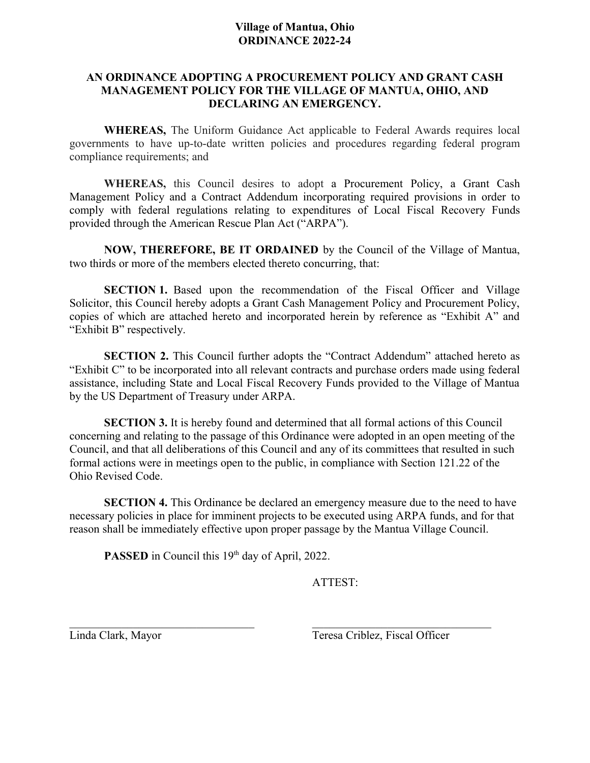**Village of Mantua, Ohio**
**ORDINANCE 2022-24**

**AN ORDINANCE ADOPTING A PROCUREMENT POLICY AND GRANT CASH MANAGEMENT POLICY FOR THE VILLAGE OF MANTUA, OHIO, AND DECLARING AN EMERGENCY.**

**WHEREAS,** The Uniform Guidance Act applicable to Federal Awards requires local governments to have up-to-date written policies and procedures regarding federal program compliance requirements; and

**WHEREAS,** this Council desires to adopt a Procurement Policy, a Grant Cash Management Policy and a Contract Addendum incorporating required provisions in order to comply with federal regulations relating to expenditures of Local Fiscal Recovery Funds provided through the American Rescue Plan Act ("ARPA").

**NOW, THEREFORE, BE IT ORDAINED** by the Council of the Village of Mantua, two thirds or more of the members elected thereto concurring, that:

**SECTION 1.** Based upon the recommendation of the Fiscal Officer and Village Solicitor, this Council hereby adopts a Grant Cash Management Policy and Procurement Policy, copies of which are attached hereto and incorporated herein by reference as "Exhibit A" and "Exhibit B" respectively.

**SECTION 2.** This Council further adopts the "Contract Addendum" attached hereto as "Exhibit C" to be incorporated into all relevant contracts and purchase orders made using federal assistance, including State and Local Fiscal Recovery Funds provided to the Village of Mantua by the US Department of Treasury under ARPA.

**SECTION 3.** It is hereby found and determined that all formal actions of this Council concerning and relating to the passage of this Ordinance were adopted in an open meeting of the Council, and that all deliberations of this Council and any of its committees that resulted in such formal actions were in meetings open to the public, in compliance with Section 121.22 of the Ohio Revised Code.

**SECTION 4.** This Ordinance be declared an emergency measure due to the need to have necessary policies in place for imminent projects to be executed using ARPA funds, and for that reason shall be immediately effective upon proper passage by the Mantua Village Council.

**PASSED** in Council this 19th day of April, 2022.

ATTEST:

\_\_\_\_\_\_\_\_\_\_\_\_\_\_\_\_\_\_\_\_\_\_\_\_\_\_\_\_\_\_\_\_
Linda Clark, Mayor

\_\_\_\_\_\_\_\_\_\_\_\_\_\_\_\_\_\_\_\_\_\_\_\_\_\_\_\_\_\_\_\_
Teresa Criblez, Fiscal Officer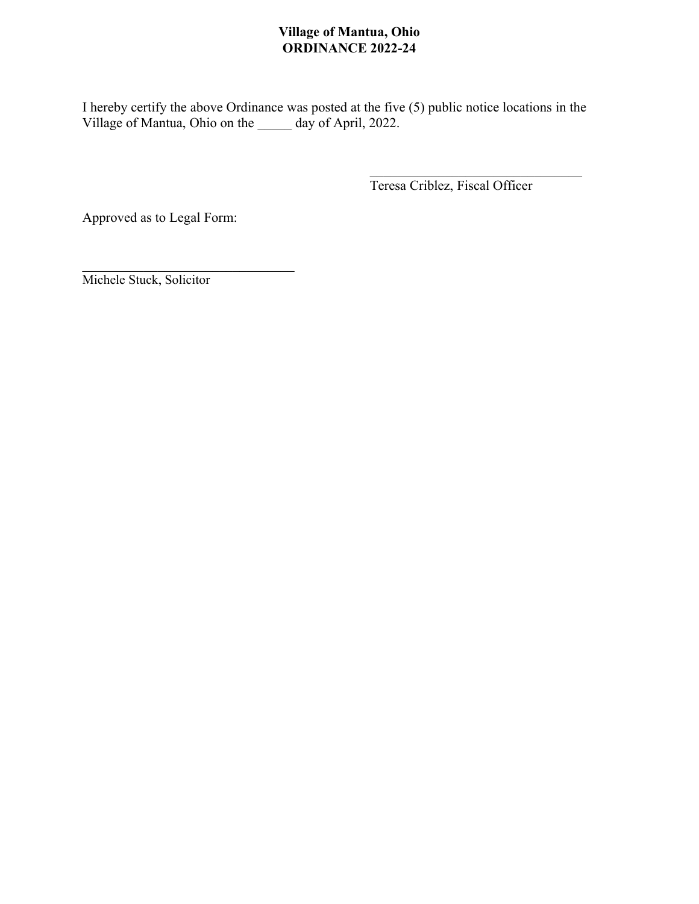**Village of Mantua, Ohio**
**ORDINANCE 2022-24**

I hereby certify the above Ordinance was posted at the five (5) public notice locations in the Village of Mantua, Ohio on the _____ day of April, 2022.

_________________________________
Teresa Criblez, Fiscal Officer

Approved as to Legal Form:

_________________________________
Michele Stuck, Solicitor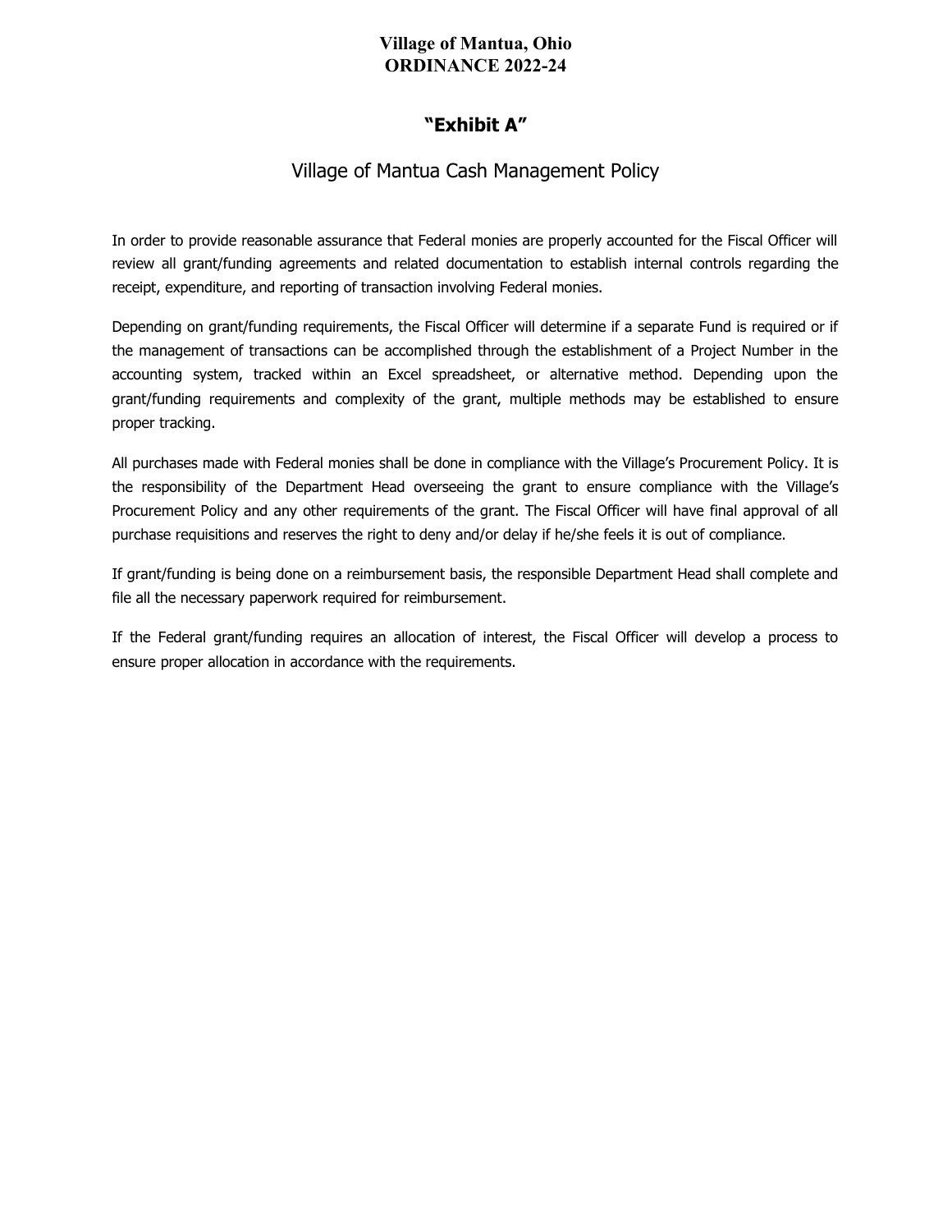**Village of Mantua, Ohio**
**ORDINANCE 2022-24**

# "Exhibit A"

## Village of Mantua Cash Management Policy

In order to provide reasonable assurance that Federal monies are properly accounted for the Fiscal Officer will review all grant/funding agreements and related documentation to establish internal controls regarding the receipt, expenditure, and reporting of transaction involving Federal monies.

Depending on grant/funding requirements, the Fiscal Officer will determine if a separate Fund is required or if the management of transactions can be accomplished through the establishment of a Project Number in the accounting system, tracked within an Excel spreadsheet, or alternative method. Depending upon the grant/funding requirements and complexity of the grant, multiple methods may be established to ensure proper tracking.

All purchases made with Federal monies shall be done in compliance with the Village's Procurement Policy. It is the responsibility of the Department Head overseeing the grant to ensure compliance with the Village's Procurement Policy and any other requirements of the grant. The Fiscal Officer will have final approval of all purchase requisitions and reserves the right to deny and/or delay if he/she feels it is out of compliance.

If grant/funding is being done on a reimbursement basis, the responsible Department Head shall complete and file all the necessary paperwork required for reimbursement.

If the Federal grant/funding requires an allocation of interest, the Fiscal Officer will develop a process to ensure proper allocation in accordance with the requirements.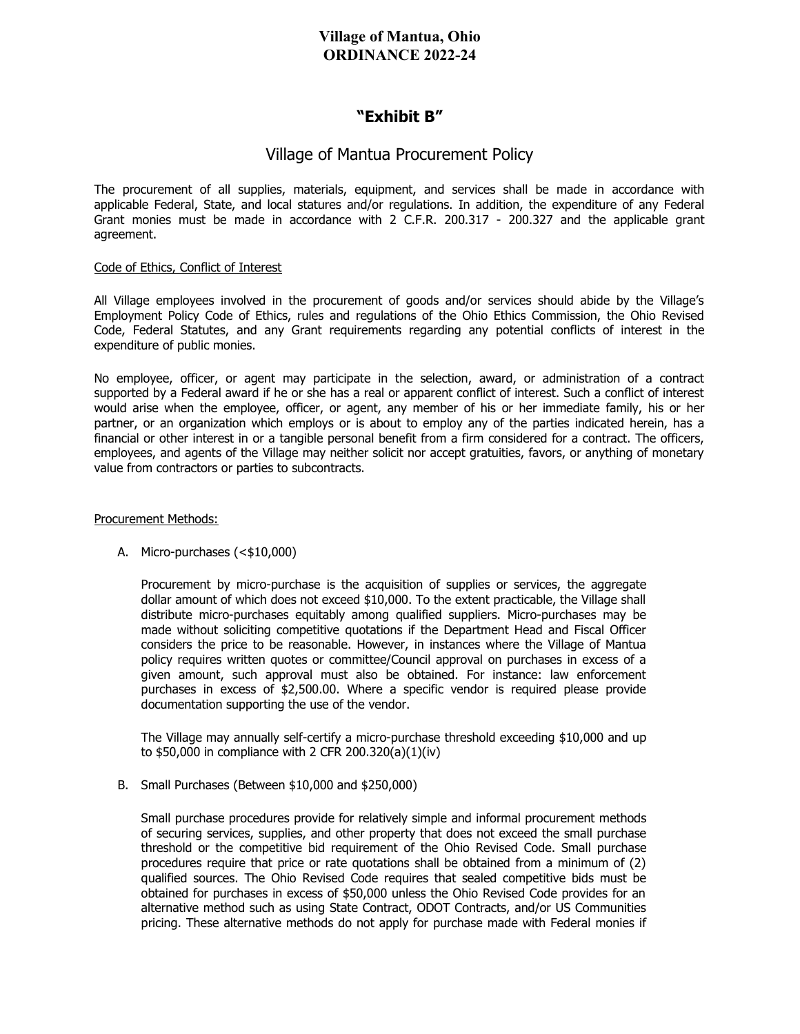# Village of Mantua, Ohio
# ORDINANCE 2022-24

## "Exhibit B"

## Village of Mantua Procurement Policy

The procurement of all supplies, materials, equipment, and services shall be made in accordance with applicable Federal, State, and local statures and/or regulations. In addition, the expenditure of any Federal Grant monies must be made in accordance with 2 C.F.R. 200.317 - 200.327 and the applicable grant agreement.

Code of Ethics, Conflict of Interest

All Village employees involved in the procurement of goods and/or services should abide by the Village's Employment Policy Code of Ethics, rules and regulations of the Ohio Ethics Commission, the Ohio Revised Code, Federal Statutes, and any Grant requirements regarding any potential conflicts of interest in the expenditure of public monies.

No employee, officer, or agent may participate in the selection, award, or administration of a contract supported by a Federal award if he or she has a real or apparent conflict of interest. Such a conflict of interest would arise when the employee, officer, or agent, any member of his or her immediate family, his or her partner, or an organization which employs or is about to employ any of the parties indicated herein, has a financial or other interest in or a tangible personal benefit from a firm considered for a contract. The officers, employees, and agents of the Village may neither solicit nor accept gratuities, favors, or anything of monetary value from contractors or parties to subcontracts.

Procurement Methods:

A. Micro-purchases (<$10,000)

   Procurement by micro-purchase is the acquisition of supplies or services, the aggregate dollar amount of which does not exceed $10,000. To the extent practicable, the Village shall distribute micro-purchases equitably among qualified suppliers. Micro-purchases may be made without soliciting competitive quotations if the Department Head and Fiscal Officer considers the price to be reasonable. However, in instances where the Village of Mantua policy requires written quotes or committee/Council approval on purchases in excess of a given amount, such approval must also be obtained. For instance: law enforcement purchases in excess of $2,500.00. Where a specific vendor is required please provide documentation supporting the use of the vendor.

   The Village may annually self-certify a micro-purchase threshold exceeding $10,000 and up to $50,000 in compliance with 2 CFR 200.320(a)(1)(iv)

B. Small Purchases (Between $10,000 and $250,000)

   Small purchase procedures provide for relatively simple and informal procurement methods of securing services, supplies, and other property that does not exceed the small purchase threshold or the competitive bid requirement of the Ohio Revised Code. Small purchase procedures require that price or rate quotations shall be obtained from a minimum of (2) qualified sources. The Ohio Revised Code requires that sealed competitive bids must be obtained for purchases in excess of $50,000 unless the Ohio Revised Code provides for an alternative method such as using State Contract, ODOT Contracts, and/or US Communities pricing. These alternative methods do not apply for purchase made with Federal monies if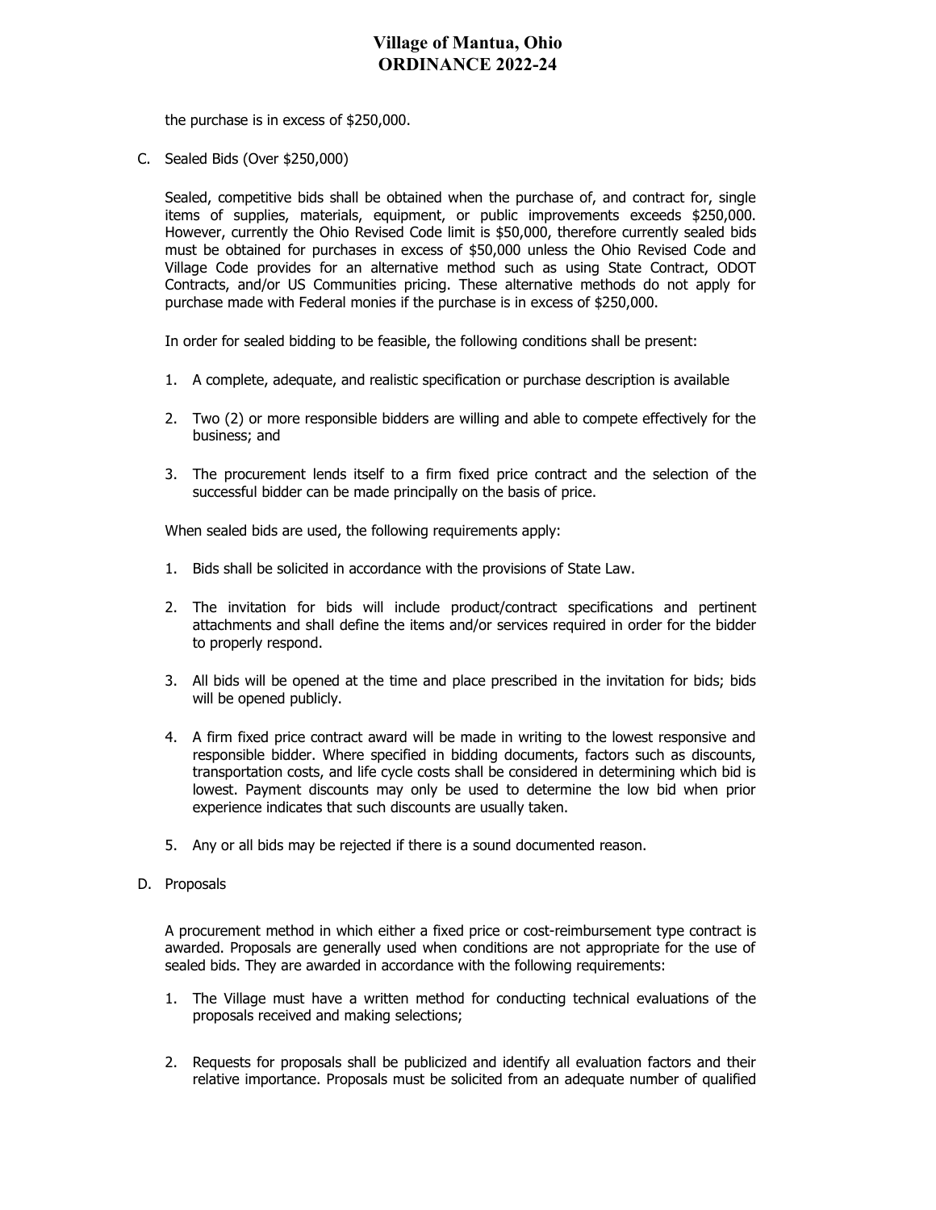the purchase is in excess of $250,000.

C. Sealed Bids (Over $250,000)

   Sealed, competitive bids shall be obtained when the purchase of, and contract for, single items of supplies, materials, equipment, or public improvements exceeds $250,000. However, currently the Ohio Revised Code limit is $50,000, therefore currently sealed bids must be obtained for purchases in excess of $50,000 unless the Ohio Revised Code and Village Code provides for an alternative method such as using State Contract, ODOT Contracts, and/or US Communities pricing. These alternative methods do not apply for purchase made with Federal monies if the purchase is in excess of $250,000.

   In order for sealed bidding to be feasible, the following conditions shall be present:

   1. A complete, adequate, and realistic specification or purchase description is available

   2. Two (2) or more responsible bidders are willing and able to compete effectively for the business; and

   3. The procurement lends itself to a firm fixed price contract and the selection of the successful bidder can be made principally on the basis of price.

   When sealed bids are used, the following requirements apply:

   1. Bids shall be solicited in accordance with the provisions of State Law.

   2. The invitation for bids will include product/contract specifications and pertinent attachments and shall define the items and/or services required in order for the bidder to properly respond.

   3. All bids will be opened at the time and place prescribed in the invitation for bids; bids will be opened publicly.

   4. A firm fixed price contract award will be made in writing to the lowest responsive and responsible bidder. Where specified in bidding documents, factors such as discounts, transportation costs, and life cycle costs shall be considered in determining which bid is lowest. Payment discounts may only be used to determine the low bid when prior experience indicates that such discounts are usually taken.

   5. Any or all bids may be rejected if there is a sound documented reason.

D. Proposals

   A procurement method in which either a fixed price or cost-reimbursement type contract is awarded. Proposals are generally used when conditions are not appropriate for the use of sealed bids. They are awarded in accordance with the following requirements:

   1. The Village must have a written method for conducting technical evaluations of the proposals received and making selections;

   2. Requests for proposals shall be publicized and identify all evaluation factors and their relative importance. Proposals must be solicited from an adequate number of qualified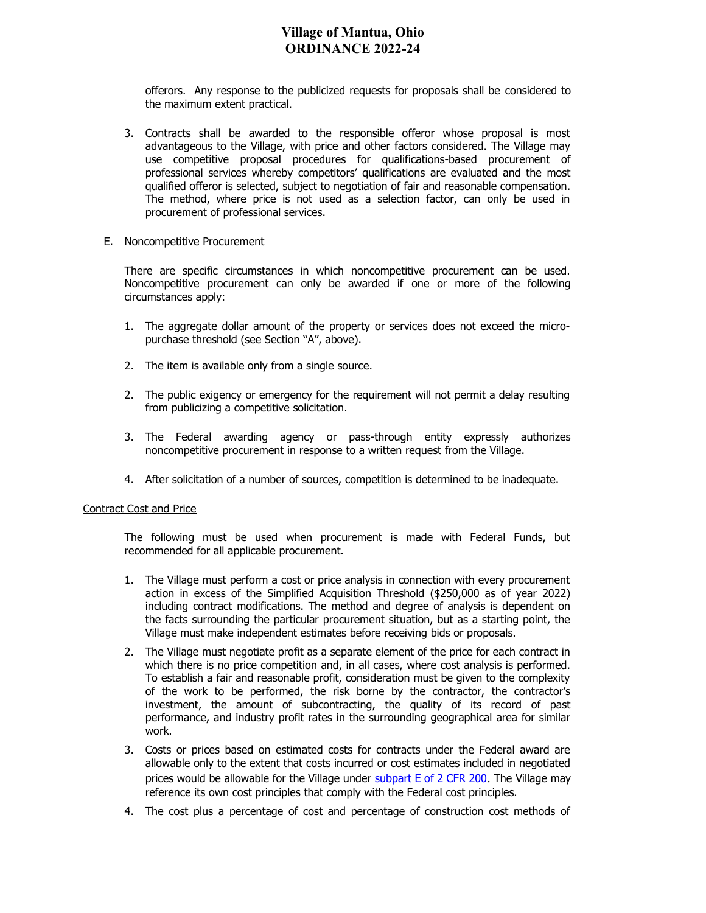offerors. Any response to the publicized requests for proposals shall be considered to the maximum extent practical.

3. Contracts shall be awarded to the responsible offeror whose proposal is most advantageous to the Village, with price and other factors considered. The Village may use competitive proposal procedures for qualifications-based procurement of professional services whereby competitors' qualifications are evaluated and the most qualified offeror is selected, subject to negotiation of fair and reasonable compensation. The method, where price is not used as a selection factor, can only be used in procurement of professional services.

E. Noncompetitive Procurement

There are specific circumstances in which noncompetitive procurement can be used. Noncompetitive procurement can only be awarded if one or more of the following circumstances apply:

1. The aggregate dollar amount of the property or services does not exceed the micro-purchase threshold (see Section "A", above).

2. The item is available only from a single source.

2. The public exigency or emergency for the requirement will not permit a delay resulting from publicizing a competitive solicitation.

3. The Federal awarding agency or pass-through entity expressly authorizes noncompetitive procurement in response to a written request from the Village.

4. After solicitation of a number of sources, competition is determined to be inadequate.

<u>Contract Cost and Price</u>

The following must be used when procurement is made with Federal Funds, but recommended for all applicable procurement.

1. The Village must perform a cost or price analysis in connection with every procurement action in excess of the Simplified Acquisition Threshold ($250,000 as of year 2022) including contract modifications. The method and degree of analysis is dependent on the facts surrounding the particular procurement situation, but as a starting point, the Village must make independent estimates before receiving bids or proposals.
2. The Village must negotiate profit as a separate element of the price for each contract in which there is no price competition and, in all cases, where cost analysis is performed. To establish a fair and reasonable profit, consideration must be given to the complexity of the work to be performed, the risk borne by the contractor, the contractor's investment, the amount of subcontracting, the quality of its record of past performance, and industry profit rates in the surrounding geographical area for similar work.
3. Costs or prices based on estimated costs for contracts under the Federal award are allowable only to the extent that costs incurred or cost estimates included in negotiated prices would be allowable for the Village under subpart E of 2 CFR 200. The Village may reference its own cost principles that comply with the Federal cost principles.
4. The cost plus a percentage of cost and percentage of construction cost methods of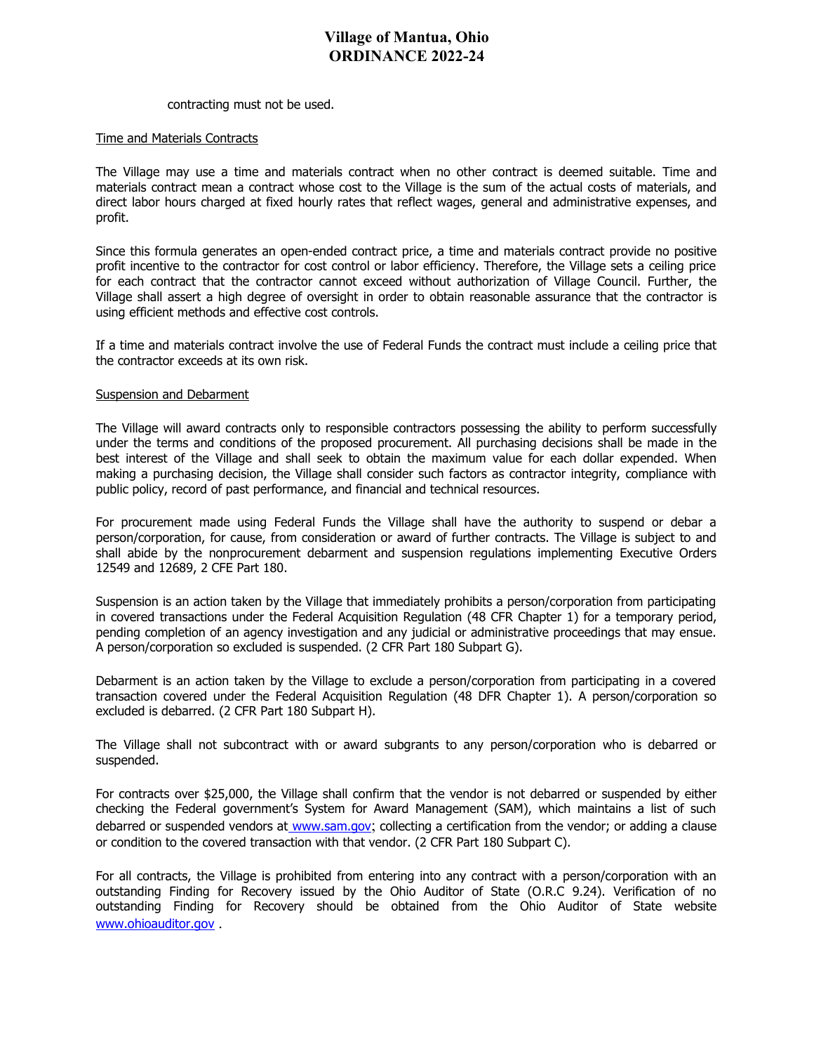contracting must not be used.

Time and Materials Contracts

The Village may use a time and materials contract when no other contract is deemed suitable. Time and materials contract mean a contract whose cost to the Village is the sum of the actual costs of materials, and direct labor hours charged at fixed hourly rates that reflect wages, general and administrative expenses, and profit.

Since this formula generates an open-ended contract price, a time and materials contract provide no positive profit incentive to the contractor for cost control or labor efficiency. Therefore, the Village sets a ceiling price for each contract that the contractor cannot exceed without authorization of Village Council. Further, the Village shall assert a high degree of oversight in order to obtain reasonable assurance that the contractor is using efficient methods and effective cost controls.

If a time and materials contract involve the use of Federal Funds the contract must include a ceiling price that the contractor exceeds at its own risk.

Suspension and Debarment

The Village will award contracts only to responsible contractors possessing the ability to perform successfully under the terms and conditions of the proposed procurement. All purchasing decisions shall be made in the best interest of the Village and shall seek to obtain the maximum value for each dollar expended. When making a purchasing decision, the Village shall consider such factors as contractor integrity, compliance with public policy, record of past performance, and financial and technical resources.

For procurement made using Federal Funds the Village shall have the authority to suspend or debar a person/corporation, for cause, from consideration or award of further contracts. The Village is subject to and shall abide by the nonprocurement debarment and suspension regulations implementing Executive Orders 12549 and 12689, 2 CFE Part 180.

Suspension is an action taken by the Village that immediately prohibits a person/corporation from participating in covered transactions under the Federal Acquisition Regulation (48 CFR Chapter 1) for a temporary period, pending completion of an agency investigation and any judicial or administrative proceedings that may ensue. A person/corporation so excluded is suspended. (2 CFR Part 180 Subpart G).

Debarment is an action taken by the Village to exclude a person/corporation from participating in a covered transaction covered under the Federal Acquisition Regulation (48 DFR Chapter 1). A person/corporation so excluded is debarred. (2 CFR Part 180 Subpart H).

The Village shall not subcontract with or award subgrants to any person/corporation who is debarred or suspended.

For contracts over $25,000, the Village shall confirm that the vendor is not debarred or suspended by either checking the Federal government's System for Award Management (SAM), which maintains a list of such debarred or suspended vendors at www.sam.gov; collecting a certification from the vendor; or adding a clause or condition to the covered transaction with that vendor. (2 CFR Part 180 Subpart C).

For all contracts, the Village is prohibited from entering into any contract with a person/corporation with an outstanding Finding for Recovery issued by the Ohio Auditor of State (O.R.C 9.24). Verification of no outstanding Finding for Recovery should be obtained from the Ohio Auditor of State website www.ohioauditor.gov .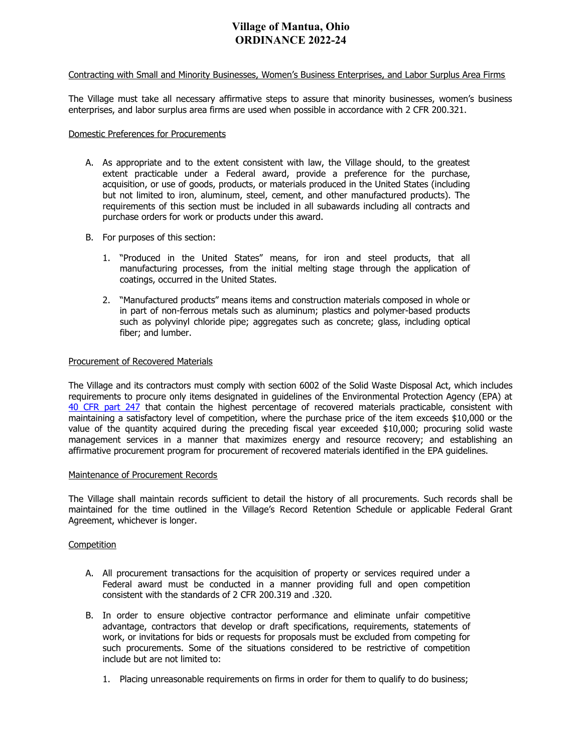# Village of Mantua, Ohio
## ORDINANCE 2022-24

Contracting with Small and Minority Businesses, Women's Business Enterprises, and Labor Surplus Area Firms

The Village must take all necessary affirmative steps to assure that minority businesses, women's business enterprises, and labor surplus area firms are used when possible in accordance with 2 CFR 200.321.

Domestic Preferences for Procurements

A. As appropriate and to the extent consistent with law, the Village should, to the greatest extent practicable under a Federal award, provide a preference for the purchase, acquisition, or use of goods, products, or materials produced in the United States (including but not limited to iron, aluminum, steel, cement, and other manufactured products). The requirements of this section must be included in all subawards including all contracts and purchase orders for work or products under this award.

B. For purposes of this section:

   1. "Produced in the United States" means, for iron and steel products, that all manufacturing processes, from the initial melting stage through the application of coatings, occurred in the United States.

   2. "Manufactured products" means items and construction materials composed in whole or in part of non-ferrous metals such as aluminum; plastics and polymer-based products such as polyvinyl chloride pipe; aggregates such as concrete; glass, including optical fiber; and lumber.

Procurement of Recovered Materials

The Village and its contractors must comply with section 6002 of the Solid Waste Disposal Act, which includes requirements to procure only items designated in guidelines of the Environmental Protection Agency (EPA) at 40 CFR part 247 that contain the highest percentage of recovered materials practicable, consistent with maintaining a satisfactory level of competition, where the purchase price of the item exceeds $10,000 or the value of the quantity acquired during the preceding fiscal year exceeded $10,000; procuring solid waste management services in a manner that maximizes energy and resource recovery; and establishing an affirmative procurement program for procurement of recovered materials identified in the EPA guidelines.

Maintenance of Procurement Records

The Village shall maintain records sufficient to detail the history of all procurements. Such records shall be maintained for the time outlined in the Village's Record Retention Schedule or applicable Federal Grant Agreement, whichever is longer.

Competition

A. All procurement transactions for the acquisition of property or services required under a Federal award must be conducted in a manner providing full and open competition consistent with the standards of 2 CFR 200.319 and .320.

B. In order to ensure objective contractor performance and eliminate unfair competitive advantage, contractors that develop or draft specifications, requirements, statements of work, or invitations for bids or requests for proposals must be excluded from competing for such procurements. Some of the situations considered to be restrictive of competition include but are not limited to:

   1. Placing unreasonable requirements on firms in order for them to qualify to do business;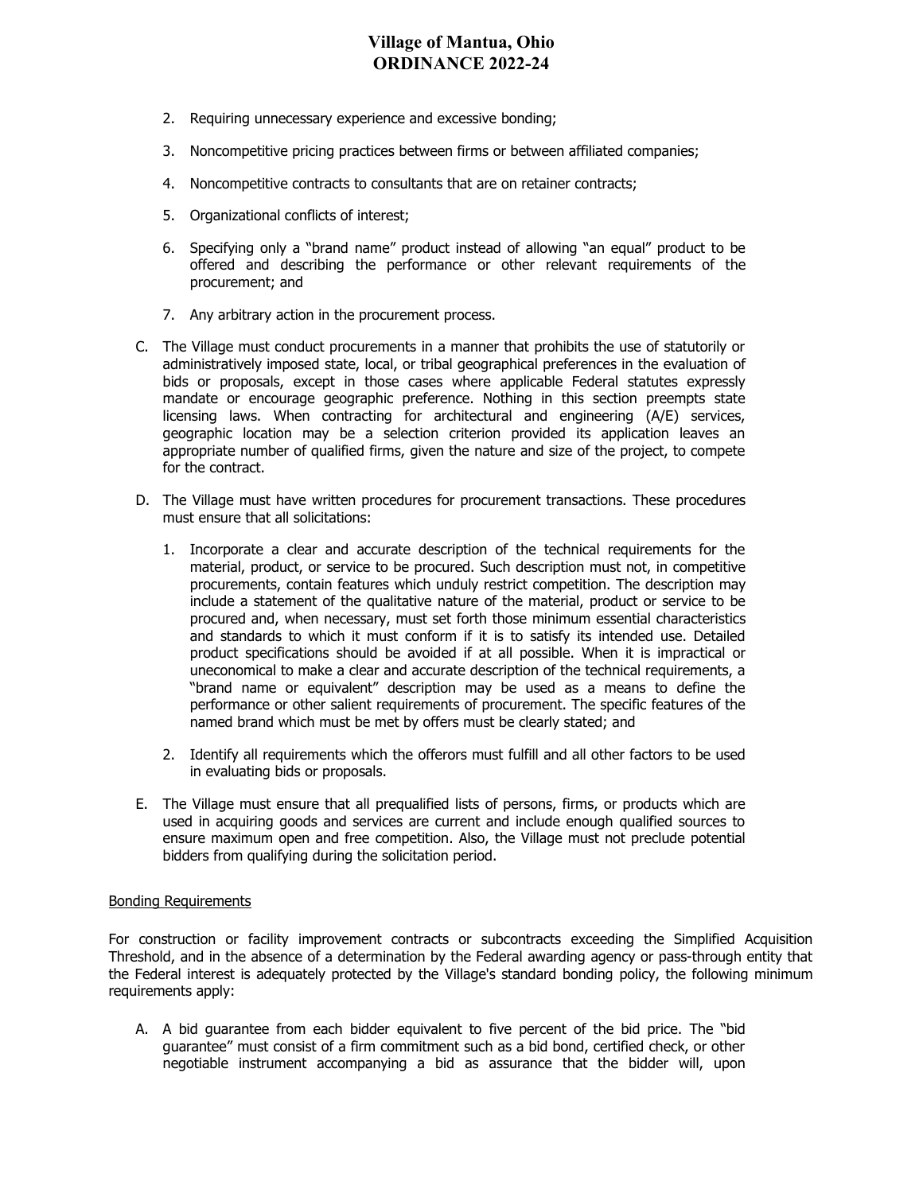2. Requiring unnecessary experience and excessive bonding;

3. Noncompetitive pricing practices between firms or between affiliated companies;

4. Noncompetitive contracts to consultants that are on retainer contracts;

5. Organizational conflicts of interest;

6. Specifying only a "brand name" product instead of allowing "an equal" product to be offered and describing the performance or other relevant requirements of the procurement; and

7. Any arbitrary action in the procurement process.

C. The Village must conduct procurements in a manner that prohibits the use of statutorily or administratively imposed state, local, or tribal geographical preferences in the evaluation of bids or proposals, except in those cases where applicable Federal statutes expressly mandate or encourage geographic preference. Nothing in this section preempts state licensing laws. When contracting for architectural and engineering (A/E) services, geographic location may be a selection criterion provided its application leaves an appropriate number of qualified firms, given the nature and size of the project, to compete for the contract.

D. The Village must have written procedures for procurement transactions. These procedures must ensure that all solicitations:

   1. Incorporate a clear and accurate description of the technical requirements for the material, product, or service to be procured. Such description must not, in competitive procurements, contain features which unduly restrict competition. The description may include a statement of the qualitative nature of the material, product or service to be procured and, when necessary, must set forth those minimum essential characteristics and standards to which it must conform if it is to satisfy its intended use. Detailed product specifications should be avoided if at all possible. When it is impractical or uneconomical to make a clear and accurate description of the technical requirements, a "brand name or equivalent" description may be used as a means to define the performance or other salient requirements of procurement. The specific features of the named brand which must be met by offers must be clearly stated; and

   2. Identify all requirements which the offerors must fulfill and all other factors to be used in evaluating bids or proposals.

E. The Village must ensure that all prequalified lists of persons, firms, or products which are used in acquiring goods and services are current and include enough qualified sources to ensure maximum open and free competition. Also, the Village must not preclude potential bidders from qualifying during the solicitation period.

<u>Bonding Requirements</u>

For construction or facility improvement contracts or subcontracts exceeding the Simplified Acquisition Threshold, and in the absence of a determination by the Federal awarding agency or pass-through entity that the Federal interest is adequately protected by the Village's standard bonding policy, the following minimum requirements apply:

A. A bid guarantee from each bidder equivalent to five percent of the bid price. The "bid guarantee" must consist of a firm commitment such as a bid bond, certified check, or other negotiable instrument accompanying a bid as assurance that the bidder will, upon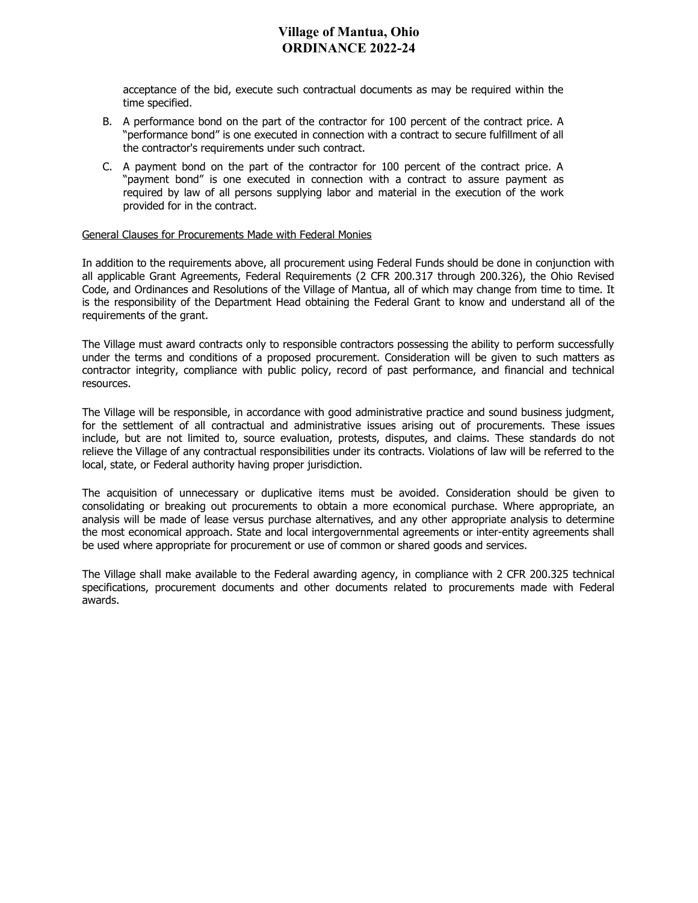acceptance of the bid, execute such contractual documents as may be required within the time specified.

B. A performance bond on the part of the contractor for 100 percent of the contract price. A "performance bond" is one executed in connection with a contract to secure fulfillment of all the contractor's requirements under such contract.

C. A payment bond on the part of the contractor for 100 percent of the contract price. A "payment bond" is one executed in connection with a contract to assure payment as required by law of all persons supplying labor and material in the execution of the work provided for in the contract.

<u>General Clauses for Procurements Made with Federal Monies</u>

In addition to the requirements above, all procurement using Federal Funds should be done in conjunction with all applicable Grant Agreements, Federal Requirements (2 CFR 200.317 through 200.326), the Ohio Revised Code, and Ordinances and Resolutions of the Village of Mantua, all of which may change from time to time. It is the responsibility of the Department Head obtaining the Federal Grant to know and understand all of the requirements of the grant.

The Village must award contracts only to responsible contractors possessing the ability to perform successfully under the terms and conditions of a proposed procurement. Consideration will be given to such matters as contractor integrity, compliance with public policy, record of past performance, and financial and technical resources.

The Village will be responsible, in accordance with good administrative practice and sound business judgment, for the settlement of all contractual and administrative issues arising out of procurements. These issues include, but are not limited to, source evaluation, protests, disputes, and claims. These standards do not relieve the Village of any contractual responsibilities under its contracts. Violations of law will be referred to the local, state, or Federal authority having proper jurisdiction.

The acquisition of unnecessary or duplicative items must be avoided. Consideration should be given to consolidating or breaking out procurements to obtain a more economical purchase. Where appropriate, an analysis will be made of lease versus purchase alternatives, and any other appropriate analysis to determine the most economical approach. State and local intergovernmental agreements or inter-entity agreements shall be used where appropriate for procurement or use of common or shared goods and services.

The Village shall make available to the Federal awarding agency, in compliance with 2 CFR 200.325 technical specifications, procurement documents and other documents related to procurements made with Federal awards.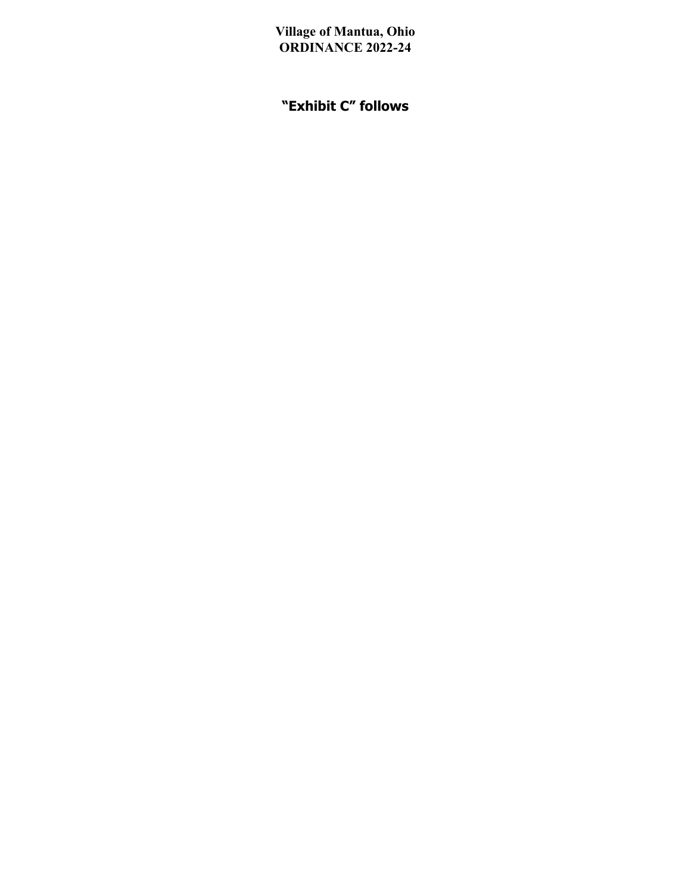**Village of Mantua, Ohio**
**ORDINANCE 2022-24**

## "Exhibit C" follows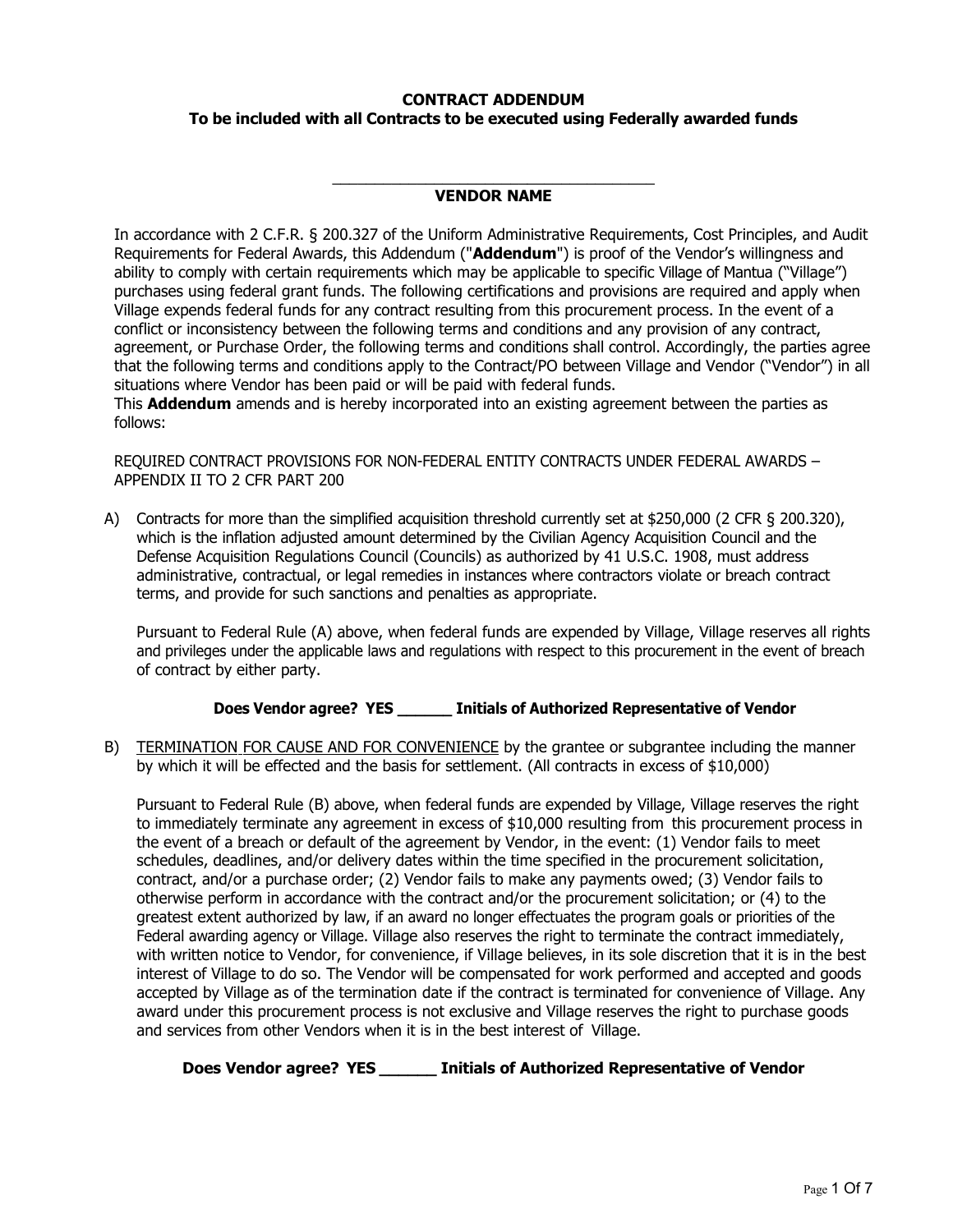**CONTRACT ADDENDUM**
**To be included with all Contracts to be executed using Federally awarded funds**

\_\_\_\_\_\_\_\_\_\_\_\_\_\_\_\_\_\_\_\_\_\_\_\_\_\_\_\_\_\_\_\_\_\_\_\_\_\_

**VENDOR NAME**

In accordance with 2 C.F.R. § 200.327 of the Uniform Administrative Requirements, Cost Principles, and Audit Requirements for Federal Awards, this Addendum ("**Addendum**") is proof of the Vendor's willingness and ability to comply with certain requirements which may be applicable to specific Village of Mantua ("Village") purchases using federal grant funds. The following certifications and provisions are required and apply when Village expends federal funds for any contract resulting from this procurement process. In the event of a conflict or inconsistency between the following terms and conditions and any provision of any contract, agreement, or Purchase Order, the following terms and conditions shall control. Accordingly, the parties agree that the following terms and conditions apply to the Contract/PO between Village and Vendor ("Vendor") in all situations where Vendor has been paid or will be paid with federal funds.
This **Addendum** amends and is hereby incorporated into an existing agreement between the parties as follows:

REQUIRED CONTRACT PROVISIONS FOR NON-FEDERAL ENTITY CONTRACTS UNDER FEDERAL AWARDS – APPENDIX II TO 2 CFR PART 200

A) Contracts for more than the simplified acquisition threshold currently set at $250,000 (2 CFR § 200.320), which is the inflation adjusted amount determined by the Civilian Agency Acquisition Council and the Defense Acquisition Regulations Council (Councils) as authorized by 41 U.S.C. 1908, must address administrative, contractual, or legal remedies in instances where contractors violate or breach contract terms, and provide for such sanctions and penalties as appropriate.

   Pursuant to Federal Rule (A) above, when federal funds are expended by Village, Village reserves all rights and privileges under the applicable laws and regulations with respect to this procurement in the event of breach of contract by either party.

   **Does Vendor agree? YES \_\_\_\_\_\_ Initials of Authorized Representative of Vendor**

B) TERMINATION FOR CAUSE AND FOR CONVENIENCE by the grantee or subgrantee including the manner by which it will be effected and the basis for settlement. (All contracts in excess of $10,000)

   Pursuant to Federal Rule (B) above, when federal funds are expended by Village, Village reserves the right to immediately terminate any agreement in excess of $10,000 resulting from this procurement process in the event of a breach or default of the agreement by Vendor, in the event: (1) Vendor fails to meet schedules, deadlines, and/or delivery dates within the time specified in the procurement solicitation, contract, and/or a purchase order; (2) Vendor fails to make any payments owed; (3) Vendor fails to otherwise perform in accordance with the contract and/or the procurement solicitation; or (4) to the greatest extent authorized by law, if an award no longer effectuates the program goals or priorities of the Federal awarding agency or Village. Village also reserves the right to terminate the contract immediately, with written notice to Vendor, for convenience, if Village believes, in its sole discretion that it is in the best interest of Village to do so. The Vendor will be compensated for work performed and accepted and goods accepted by Village as of the termination date if the contract is terminated for convenience of Village. Any award under this procurement process is not exclusive and Village reserves the right to purchase goods and services from other Vendors when it is in the best interest of Village.

   **Does Vendor agree? YES \_\_\_\_\_\_ Initials of Authorized Representative of Vendor**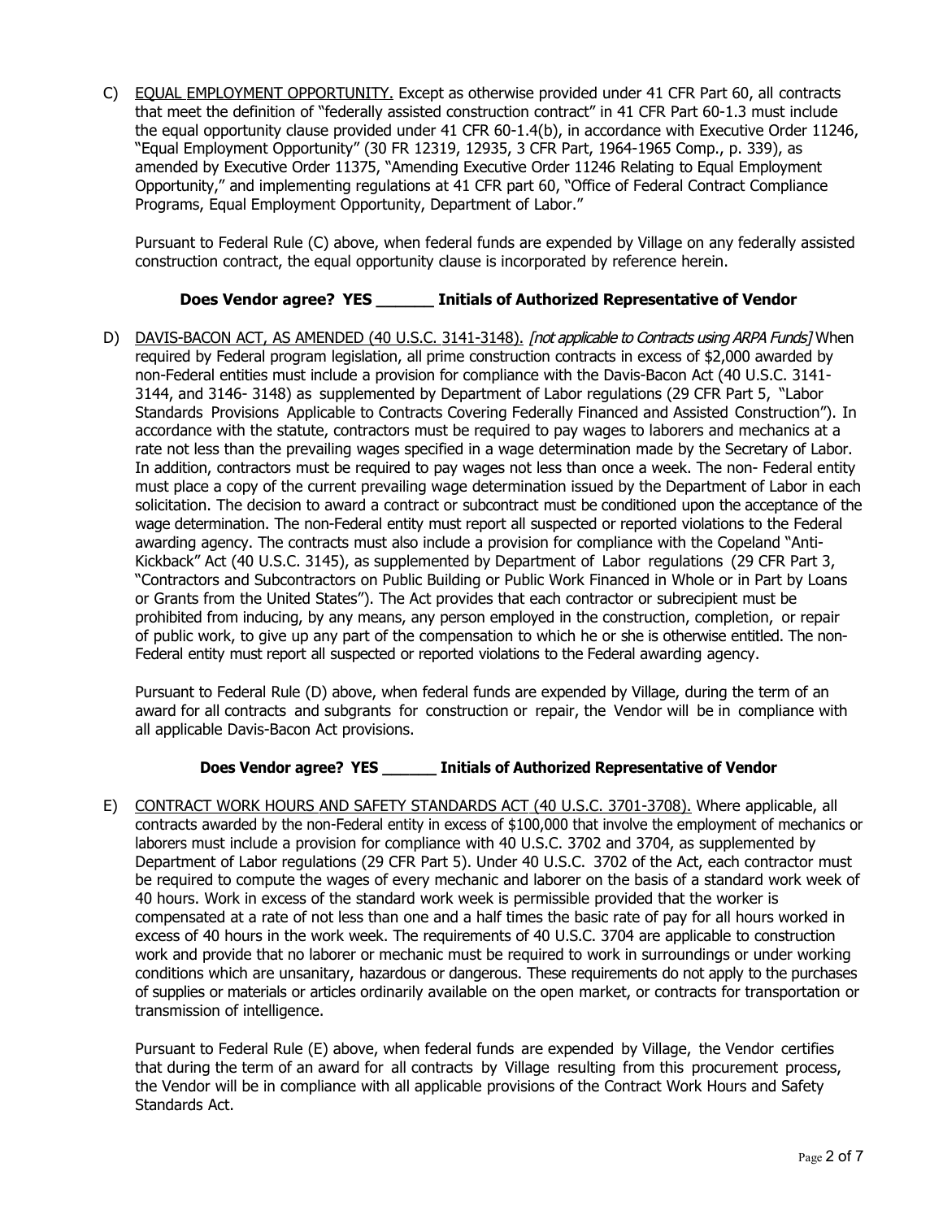C) <u>EQUAL EMPLOYMENT OPPORTUNITY.</u> Except as otherwise provided under 41 CFR Part 60, all contracts that meet the definition of "federally assisted construction contract" in 41 CFR Part 60-1.3 must include the equal opportunity clause provided under 41 CFR 60-1.4(b), in accordance with Executive Order 11246, "Equal Employment Opportunity" (30 FR 12319, 12935, 3 CFR Part, 1964-1965 Comp., p. 339), as amended by Executive Order 11375, "Amending Executive Order 11246 Relating to Equal Employment Opportunity," and implementing regulations at 41 CFR part 60, "Office of Federal Contract Compliance Programs, Equal Employment Opportunity, Department of Labor."

Pursuant to Federal Rule (C) above, when federal funds are expended by Village on any federally assisted construction contract, the equal opportunity clause is incorporated by reference herein.

**Does Vendor agree? YES ______ Initials of Authorized Representative of Vendor**

D) <u>DAVIS-BACON ACT, AS AMENDED (40 U.S.C. 3141-3148).</u> *[not applicable to Contracts using ARPA Funds]* When required by Federal program legislation, all prime construction contracts in excess of $2,000 awarded by non-Federal entities must include a provision for compliance with the Davis-Bacon Act (40 U.S.C. 3141-3144, and 3146- 3148) as supplemented by Department of Labor regulations (29 CFR Part 5, "Labor Standards Provisions Applicable to Contracts Covering Federally Financed and Assisted Construction"). In accordance with the statute, contractors must be required to pay wages to laborers and mechanics at a rate not less than the prevailing wages specified in a wage determination made by the Secretary of Labor. In addition, contractors must be required to pay wages not less than once a week. The non- Federal entity must place a copy of the current prevailing wage determination issued by the Department of Labor in each solicitation. The decision to award a contract or subcontract must be conditioned upon the acceptance of the wage determination. The non-Federal entity must report all suspected or reported violations to the Federal awarding agency. The contracts must also include a provision for compliance with the Copeland "Anti-Kickback" Act (40 U.S.C. 3145), as supplemented by Department of Labor regulations (29 CFR Part 3, "Contractors and Subcontractors on Public Building or Public Work Financed in Whole or in Part by Loans or Grants from the United States"). The Act provides that each contractor or subrecipient must be prohibited from inducing, by any means, any person employed in the construction, completion, or repair of public work, to give up any part of the compensation to which he or she is otherwise entitled. The non-Federal entity must report all suspected or reported violations to the Federal awarding agency.

Pursuant to Federal Rule (D) above, when federal funds are expended by Village, during the term of an award for all contracts and subgrants for construction or repair, the Vendor will be in compliance with all applicable Davis-Bacon Act provisions.

**Does Vendor agree? YES ______ Initials of Authorized Representative of Vendor**

E) <u>CONTRACT WORK HOURS AND SAFETY STANDARDS ACT (40 U.S.C. 3701-3708).</u> Where applicable, all contracts awarded by the non-Federal entity in excess of $100,000 that involve the employment of mechanics or laborers must include a provision for compliance with 40 U.S.C. 3702 and 3704, as supplemented by Department of Labor regulations (29 CFR Part 5). Under 40 U.S.C. 3702 of the Act, each contractor must be required to compute the wages of every mechanic and laborer on the basis of a standard work week of 40 hours. Work in excess of the standard work week is permissible provided that the worker is compensated at a rate of not less than one and a half times the basic rate of pay for all hours worked in excess of 40 hours in the work week. The requirements of 40 U.S.C. 3704 are applicable to construction work and provide that no laborer or mechanic must be required to work in surroundings or under working conditions which are unsanitary, hazardous or dangerous. These requirements do not apply to the purchases of supplies or materials or articles ordinarily available on the open market, or contracts for transportation or transmission of intelligence.

Pursuant to Federal Rule (E) above, when federal funds are expended by Village, the Vendor certifies that during the term of an award for all contracts by Village resulting from this procurement process, the Vendor will be in compliance with all applicable provisions of the Contract Work Hours and Safety Standards Act.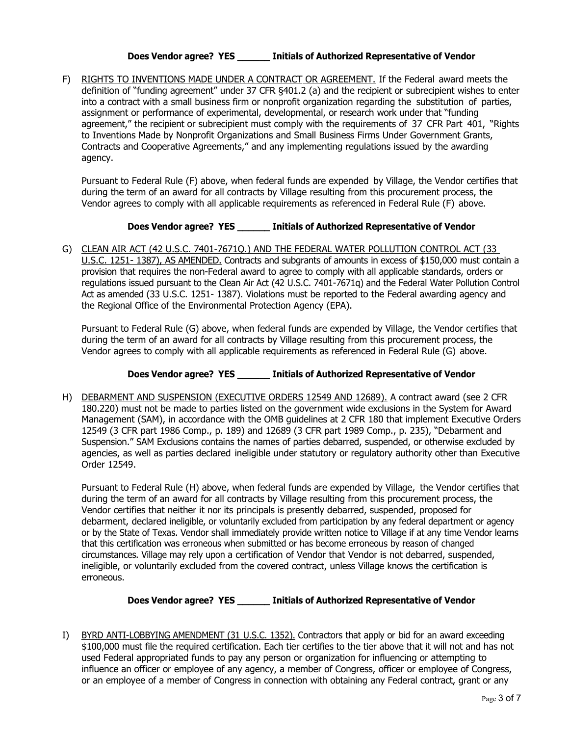**Does Vendor agree? YES ______ Initials of Authorized Representative of Vendor**

F) <u>RIGHTS TO INVENTIONS MADE UNDER A CONTRACT OR AGREEMENT.</u> If the Federal award meets the definition of "funding agreement" under 37 CFR §401.2 (a) and the recipient or subrecipient wishes to enter into a contract with a small business firm or nonprofit organization regarding the substitution of parties, assignment or performance of experimental, developmental, or research work under that "funding agreement," the recipient or subrecipient must comply with the requirements of 37 CFR Part 401, "Rights to Inventions Made by Nonprofit Organizations and Small Business Firms Under Government Grants, Contracts and Cooperative Agreements," and any implementing regulations issued by the awarding agency.

Pursuant to Federal Rule (F) above, when federal funds are expended by Village, the Vendor certifies that during the term of an award for all contracts by Village resulting from this procurement process, the Vendor agrees to comply with all applicable requirements as referenced in Federal Rule (F) above.

**Does Vendor agree? YES ______ Initials of Authorized Representative of Vendor**

G) <u>CLEAN AIR ACT (42 U.S.C. 7401-7671Q.) AND THE FEDERAL WATER POLLUTION CONTROL ACT (33 U.S.C. 1251- 1387), AS AMENDED.</u> Contracts and subgrants of amounts in excess of $150,000 must contain a provision that requires the non-Federal award to agree to comply with all applicable standards, orders or regulations issued pursuant to the Clean Air Act (42 U.S.C. 7401-7671q) and the Federal Water Pollution Control Act as amended (33 U.S.C. 1251- 1387). Violations must be reported to the Federal awarding agency and the Regional Office of the Environmental Protection Agency (EPA).

Pursuant to Federal Rule (G) above, when federal funds are expended by Village, the Vendor certifies that during the term of an award for all contracts by Village resulting from this procurement process, the Vendor agrees to comply with all applicable requirements as referenced in Federal Rule (G) above.

**Does Vendor agree? YES ______ Initials of Authorized Representative of Vendor**

H) <u>DEBARMENT AND SUSPENSION (EXECUTIVE ORDERS 12549 AND 12689).</u> A contract award (see 2 CFR 180.220) must not be made to parties listed on the government wide exclusions in the System for Award Management (SAM), in accordance with the OMB guidelines at 2 CFR 180 that implement Executive Orders 12549 (3 CFR part 1986 Comp., p. 189) and 12689 (3 CFR part 1989 Comp., p. 235), "Debarment and Suspension." SAM Exclusions contains the names of parties debarred, suspended, or otherwise excluded by agencies, as well as parties declared ineligible under statutory or regulatory authority other than Executive Order 12549.

Pursuant to Federal Rule (H) above, when federal funds are expended by Village, the Vendor certifies that during the term of an award for all contracts by Village resulting from this procurement process, the Vendor certifies that neither it nor its principals is presently debarred, suspended, proposed for debarment, declared ineligible, or voluntarily excluded from participation by any federal department or agency or by the State of Texas. Vendor shall immediately provide written notice to Village if at any time Vendor learns that this certification was erroneous when submitted or has become erroneous by reason of changed circumstances. Village may rely upon a certification of Vendor that Vendor is not debarred, suspended, ineligible, or voluntarily excluded from the covered contract, unless Village knows the certification is erroneous.

**Does Vendor agree? YES ______ Initials of Authorized Representative of Vendor**

I) <u>BYRD ANTI-LOBBYING AMENDMENT (31 U.S.C. 1352).</u> Contractors that apply or bid for an award exceeding $100,000 must file the required certification. Each tier certifies to the tier above that it will not and has not used Federal appropriated funds to pay any person or organization for influencing or attempting to influence an officer or employee of any agency, a member of Congress, officer or employee of Congress, or an employee of a member of Congress in connection with obtaining any Federal contract, grant or any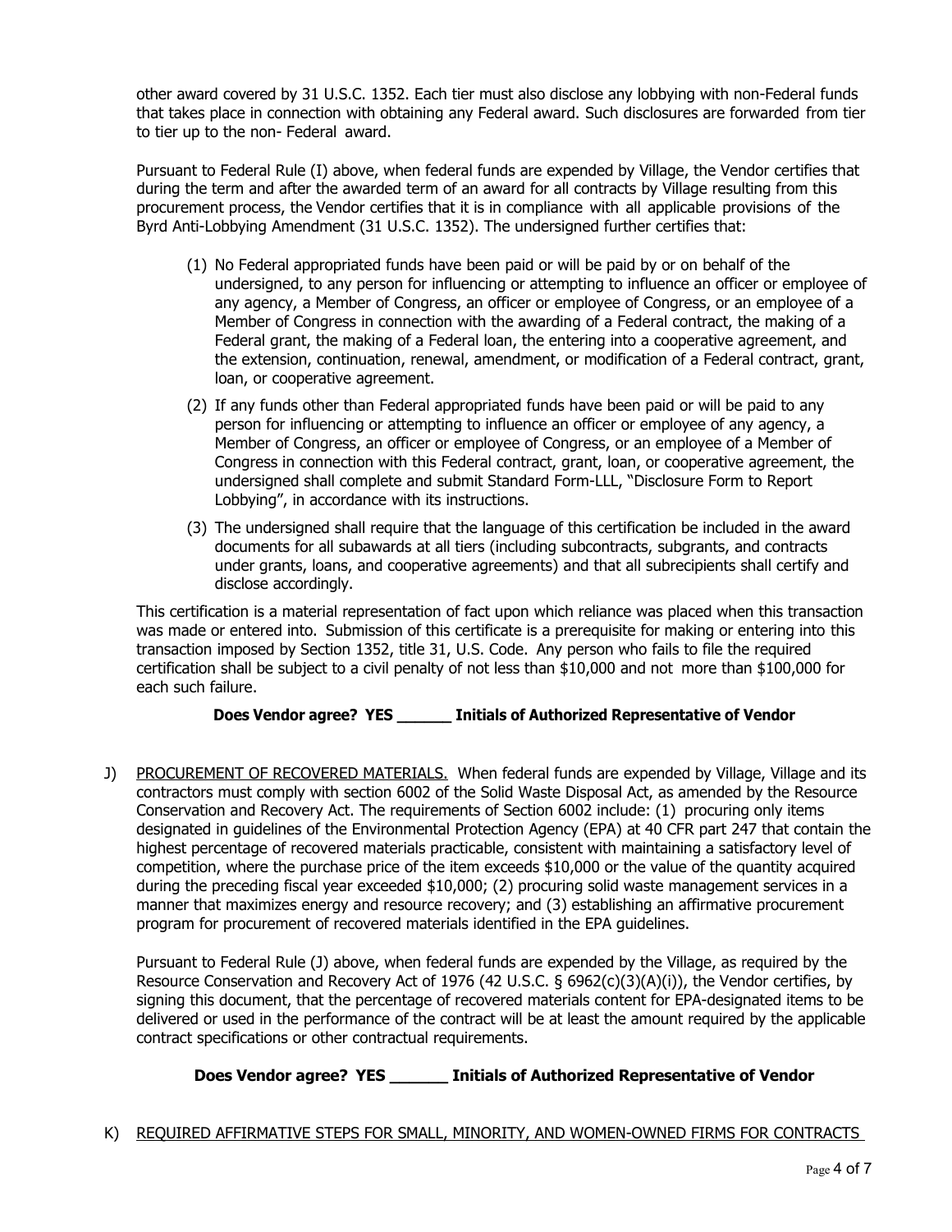other award covered by 31 U.S.C. 1352. Each tier must also disclose any lobbying with non-Federal funds that takes place in connection with obtaining any Federal award. Such disclosures are forwarded from tier to tier up to the non- Federal award.

Pursuant to Federal Rule (I) above, when federal funds are expended by Village, the Vendor certifies that during the term and after the awarded term of an award for all contracts by Village resulting from this procurement process, the Vendor certifies that it is in compliance with all applicable provisions of the Byrd Anti-Lobbying Amendment (31 U.S.C. 1352). The undersigned further certifies that:

(1) No Federal appropriated funds have been paid or will be paid by or on behalf of the undersigned, to any person for influencing or attempting to influence an officer or employee of any agency, a Member of Congress, an officer or employee of Congress, or an employee of a Member of Congress in connection with the awarding of a Federal contract, the making of a Federal grant, the making of a Federal loan, the entering into a cooperative agreement, and the extension, continuation, renewal, amendment, or modification of a Federal contract, grant, loan, or cooperative agreement.

(2) If any funds other than Federal appropriated funds have been paid or will be paid to any person for influencing or attempting to influence an officer or employee of any agency, a Member of Congress, an officer or employee of Congress, or an employee of a Member of Congress in connection with this Federal contract, grant, loan, or cooperative agreement, the undersigned shall complete and submit Standard Form-LLL, "Disclosure Form to Report Lobbying", in accordance with its instructions.

(3) The undersigned shall require that the language of this certification be included in the award documents for all subawards at all tiers (including subcontracts, subgrants, and contracts under grants, loans, and cooperative agreements) and that all subrecipients shall certify and disclose accordingly.

This certification is a material representation of fact upon which reliance was placed when this transaction was made or entered into. Submission of this certificate is a prerequisite for making or entering into this transaction imposed by Section 1352, title 31, U.S. Code. Any person who fails to file the required certification shall be subject to a civil penalty of not less than $10,000 and not more than $100,000 for each such failure.

**Does Vendor agree? YES ______ Initials of Authorized Representative of Vendor**

J) PROCUREMENT OF RECOVERED MATERIALS. When federal funds are expended by Village, Village and its contractors must comply with section 6002 of the Solid Waste Disposal Act, as amended by the Resource Conservation and Recovery Act. The requirements of Section 6002 include: (1) procuring only items designated in guidelines of the Environmental Protection Agency (EPA) at 40 CFR part 247 that contain the highest percentage of recovered materials practicable, consistent with maintaining a satisfactory level of competition, where the purchase price of the item exceeds $10,000 or the value of the quantity acquired during the preceding fiscal year exceeded $10,000; (2) procuring solid waste management services in a manner that maximizes energy and resource recovery; and (3) establishing an affirmative procurement program for procurement of recovered materials identified in the EPA guidelines.

Pursuant to Federal Rule (J) above, when federal funds are expended by the Village, as required by the Resource Conservation and Recovery Act of 1976 (42 U.S.C. § 6962(c)(3)(A)(i)), the Vendor certifies, by signing this document, that the percentage of recovered materials content for EPA-designated items to be delivered or used in the performance of the contract will be at least the amount required by the applicable contract specifications or other contractual requirements.

**Does Vendor agree? YES ______ Initials of Authorized Representative of Vendor**

K) REQUIRED AFFIRMATIVE STEPS FOR SMALL, MINORITY, AND WOMEN-OWNED FIRMS FOR CONTRACTS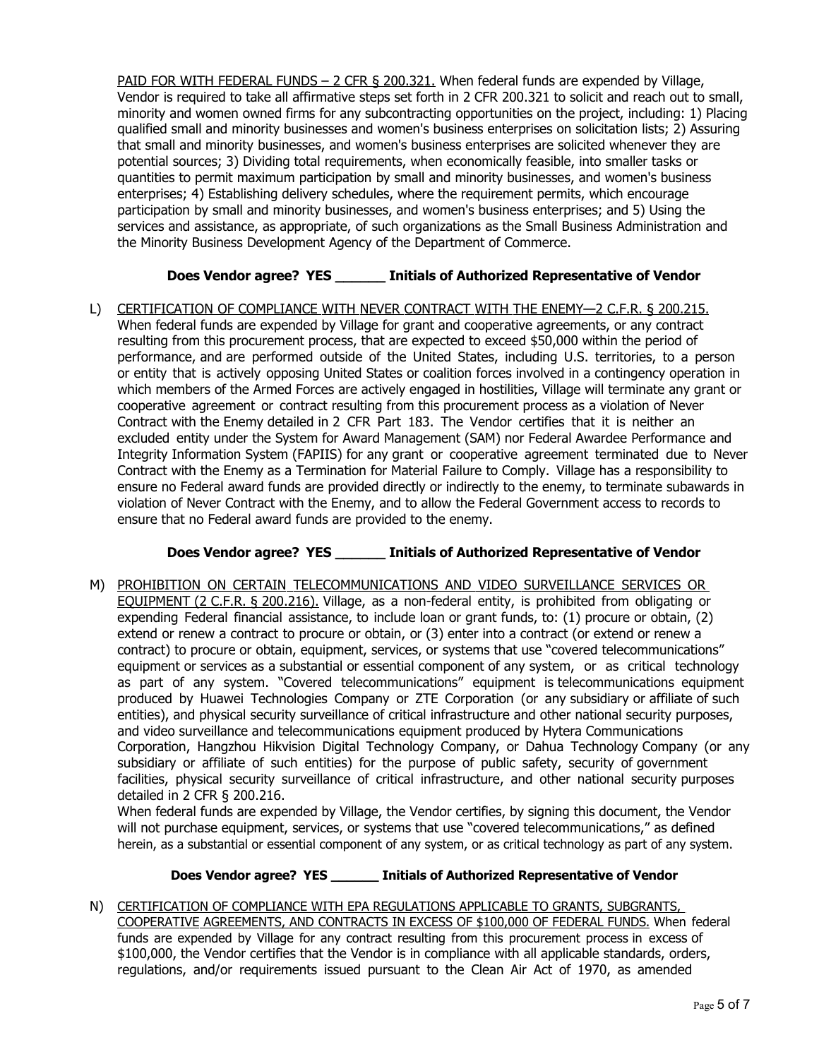PAID FOR WITH FEDERAL FUNDS – 2 CFR § 200.321. When federal funds are expended by Village, Vendor is required to take all affirmative steps set forth in 2 CFR 200.321 to solicit and reach out to small, minority and women owned firms for any subcontracting opportunities on the project, including: 1) Placing qualified small and minority businesses and women's business enterprises on solicitation lists; 2) Assuring that small and minority businesses, and women's business enterprises are solicited whenever they are potential sources; 3) Dividing total requirements, when economically feasible, into smaller tasks or quantities to permit maximum participation by small and minority businesses, and women's business enterprises; 4) Establishing delivery schedules, where the requirement permits, which encourage participation by small and minority businesses, and women's business enterprises; and 5) Using the services and assistance, as appropriate, of such organizations as the Small Business Administration and the Minority Business Development Agency of the Department of Commerce.

**Does Vendor agree? YES ______ Initials of Authorized Representative of Vendor**

L) CERTIFICATION OF COMPLIANCE WITH NEVER CONTRACT WITH THE ENEMY—2 C.F.R. § 200.215. When federal funds are expended by Village for grant and cooperative agreements, or any contract resulting from this procurement process, that are expected to exceed $50,000 within the period of performance, and are performed outside of the United States, including U.S. territories, to a person or entity that is actively opposing United States or coalition forces involved in a contingency operation in which members of the Armed Forces are actively engaged in hostilities, Village will terminate any grant or cooperative agreement or contract resulting from this procurement process as a violation of Never Contract with the Enemy detailed in 2 CFR Part 183. The Vendor certifies that it is neither an excluded entity under the System for Award Management (SAM) nor Federal Awardee Performance and Integrity Information System (FAPIIS) for any grant or cooperative agreement terminated due to Never Contract with the Enemy as a Termination for Material Failure to Comply. Village has a responsibility to ensure no Federal award funds are provided directly or indirectly to the enemy, to terminate subawards in violation of Never Contract with the Enemy, and to allow the Federal Government access to records to ensure that no Federal award funds are provided to the enemy.

**Does Vendor agree? YES ______ Initials of Authorized Representative of Vendor**

M) PROHIBITION ON CERTAIN TELECOMMUNICATIONS AND VIDEO SURVEILLANCE SERVICES OR EQUIPMENT (2 C.F.R. § 200.216). Village, as a non-federal entity, is prohibited from obligating or expending Federal financial assistance, to include loan or grant funds, to: (1) procure or obtain, (2) extend or renew a contract to procure or obtain, or (3) enter into a contract (or extend or renew a contract) to procure or obtain, equipment, services, or systems that use "covered telecommunications" equipment or services as a substantial or essential component of any system, or as critical technology as part of any system. "Covered telecommunications" equipment is telecommunications equipment produced by Huawei Technologies Company or ZTE Corporation (or any subsidiary or affiliate of such entities), and physical security surveillance of critical infrastructure and other national security purposes, and video surveillance and telecommunications equipment produced by Hytera Communications Corporation, Hangzhou Hikvision Digital Technology Company, or Dahua Technology Company (or any subsidiary or affiliate of such entities) for the purpose of public safety, security of government facilities, physical security surveillance of critical infrastructure, and other national security purposes detailed in 2 CFR § 200.216.

When federal funds are expended by Village, the Vendor certifies, by signing this document, the Vendor will not purchase equipment, services, or systems that use "covered telecommunications," as defined herein, as a substantial or essential component of any system, or as critical technology as part of any system.

**Does Vendor agree? YES ______ Initials of Authorized Representative of Vendor**

N) CERTIFICATION OF COMPLIANCE WITH EPA REGULATIONS APPLICABLE TO GRANTS, SUBGRANTS, COOPERATIVE AGREEMENTS, AND CONTRACTS IN EXCESS OF $100,000 OF FEDERAL FUNDS. When federal funds are expended by Village for any contract resulting from this procurement process in excess of $100,000, the Vendor certifies that the Vendor is in compliance with all applicable standards, orders, regulations, and/or requirements issued pursuant to the Clean Air Act of 1970, as amended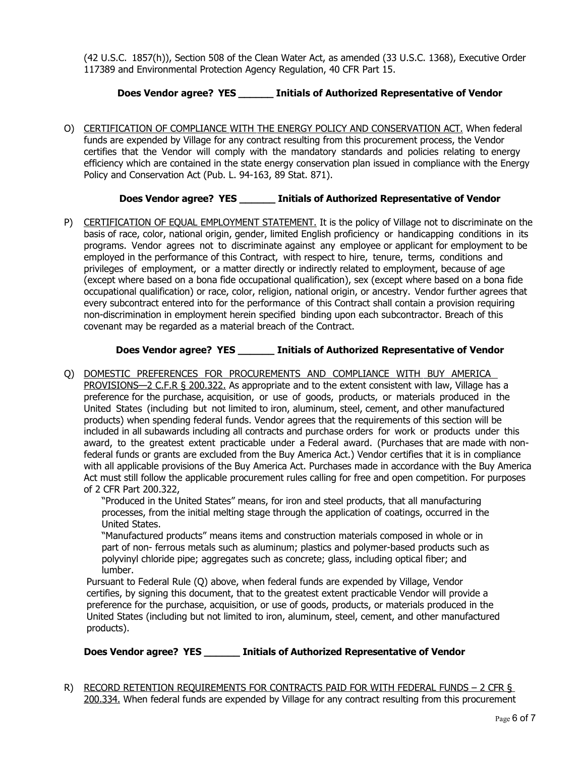(42 U.S.C. 1857(h)), Section 508 of the Clean Water Act, as amended (33 U.S.C. 1368), Executive Order 117389 and Environmental Protection Agency Regulation, 40 CFR Part 15.

**Does Vendor agree? YES ______ Initials of Authorized Representative of Vendor**

O) <u>CERTIFICATION OF COMPLIANCE WITH THE ENERGY POLICY AND CONSERVATION ACT.</u> When federal funds are expended by Village for any contract resulting from this procurement process, the Vendor certifies that the Vendor will comply with the mandatory standards and policies relating to energy efficiency which are contained in the state energy conservation plan issued in compliance with the Energy Policy and Conservation Act (Pub. L. 94-163, 89 Stat. 871).

**Does Vendor agree? YES ______ Initials of Authorized Representative of Vendor**

P) <u>CERTIFICATION OF EQUAL EMPLOYMENT STATEMENT.</u> It is the policy of Village not to discriminate on the basis of race, color, national origin, gender, limited English proficiency or handicapping conditions in its programs. Vendor agrees not to discriminate against any employee or applicant for employment to be employed in the performance of this Contract, with respect to hire, tenure, terms, conditions and privileges of employment, or a matter directly or indirectly related to employment, because of age (except where based on a bona fide occupational qualification), sex (except where based on a bona fide occupational qualification) or race, color, religion, national origin, or ancestry. Vendor further agrees that every subcontract entered into for the performance of this Contract shall contain a provision requiring non-discrimination in employment herein specified binding upon each subcontractor. Breach of this covenant may be regarded as a material breach of the Contract.

**Does Vendor agree? YES ______ Initials of Authorized Representative of Vendor**

Q) <u>DOMESTIC PREFERENCES FOR PROCUREMENTS AND COMPLIANCE WITH BUY AMERICA PROVISIONS—2 C.F.R § 200.322.</u> As appropriate and to the extent consistent with law, Village has a preference for the purchase, acquisition, or use of goods, products, or materials produced in the United States (including but not limited to iron, aluminum, steel, cement, and other manufactured products) when spending federal funds. Vendor agrees that the requirements of this section will be included in all subawards including all contracts and purchase orders for work or products under this award, to the greatest extent practicable under a Federal award. (Purchases that are made with non-federal funds or grants are excluded from the Buy America Act.) Vendor certifies that it is in compliance with all applicable provisions of the Buy America Act. Purchases made in accordance with the Buy America Act must still follow the applicable procurement rules calling for free and open competition. For purposes of 2 CFR Part 200.322,

"Produced in the United States" means, for iron and steel products, that all manufacturing processes, from the initial melting stage through the application of coatings, occurred in the United States.

"Manufactured products" means items and construction materials composed in whole or in part of non- ferrous metals such as aluminum; plastics and polymer-based products such as polyvinyl chloride pipe; aggregates such as concrete; glass, including optical fiber; and lumber.

Pursuant to Federal Rule (Q) above, when federal funds are expended by Village, Vendor certifies, by signing this document, that to the greatest extent practicable Vendor will provide a preference for the purchase, acquisition, or use of goods, products, or materials produced in the United States (including but not limited to iron, aluminum, steel, cement, and other manufactured products).

**Does Vendor agree? YES ______ Initials of Authorized Representative of Vendor**

R) <u>RECORD RETENTION REQUIREMENTS FOR CONTRACTS PAID FOR WITH FEDERAL FUNDS – 2 CFR § 200.334.</u> When federal funds are expended by Village for any contract resulting from this procurement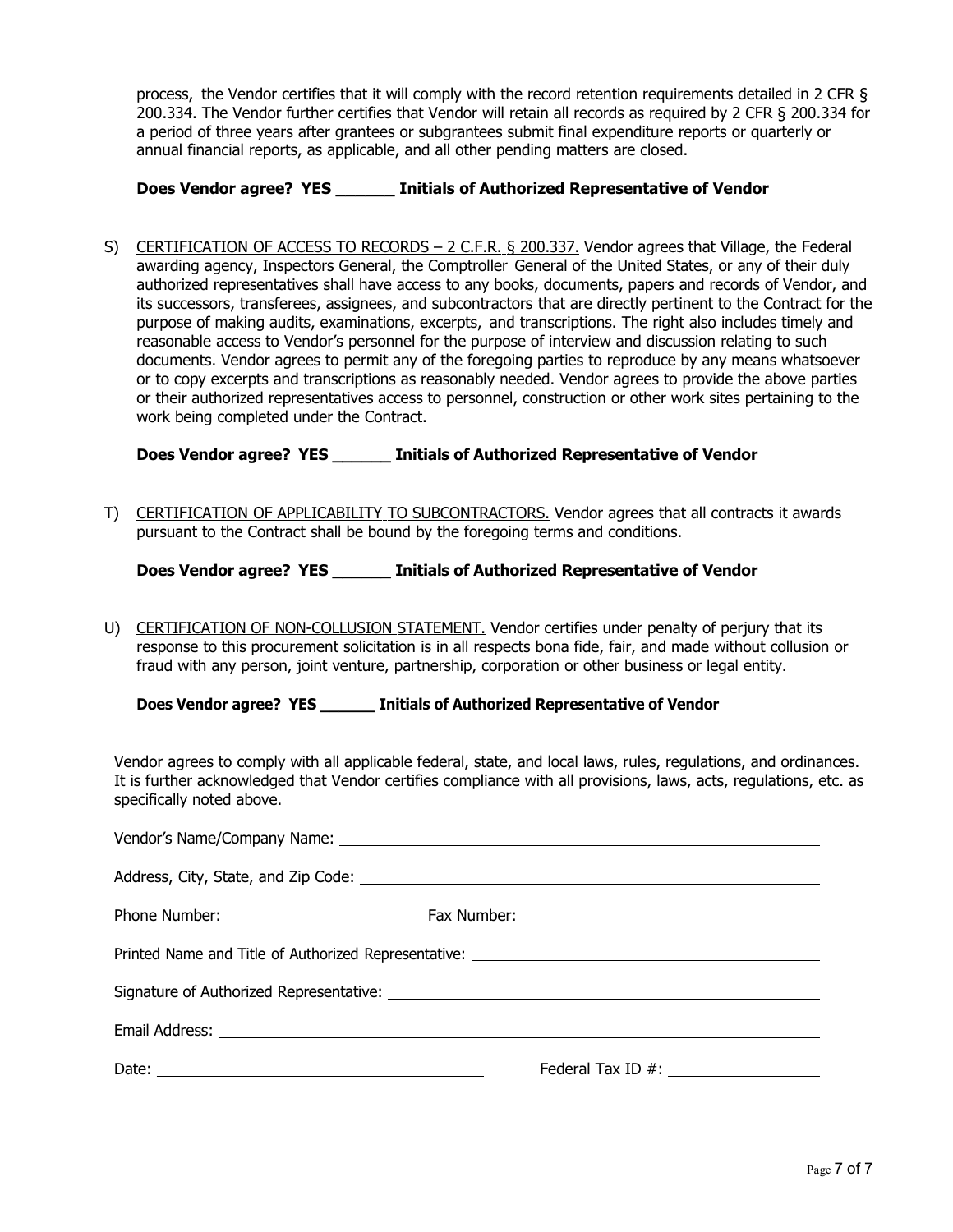process, the Vendor certifies that it will comply with the record retention requirements detailed in 2 CFR § 200.334. The Vendor further certifies that Vendor will retain all records as required by 2 CFR § 200.334 for a period of three years after grantees or subgrantees submit final expenditure reports or quarterly or annual financial reports, as applicable, and all other pending matters are closed.

**Does Vendor agree? YES ______ Initials of Authorized Representative of Vendor**

S) CERTIFICATION OF ACCESS TO RECORDS – 2 C.F.R. § 200.337. Vendor agrees that Village, the Federal awarding agency, Inspectors General, the Comptroller General of the United States, or any of their duly authorized representatives shall have access to any books, documents, papers and records of Vendor, and its successors, transferees, assignees, and subcontractors that are directly pertinent to the Contract for the purpose of making audits, examinations, excerpts, and transcriptions. The right also includes timely and reasonable access to Vendor's personnel for the purpose of interview and discussion relating to such documents. Vendor agrees to permit any of the foregoing parties to reproduce by any means whatsoever or to copy excerpts and transcriptions as reasonably needed. Vendor agrees to provide the above parties or their authorized representatives access to personnel, construction or other work sites pertaining to the work being completed under the Contract.

**Does Vendor agree? YES ______ Initials of Authorized Representative of Vendor**

T) CERTIFICATION OF APPLICABILITY TO SUBCONTRACTORS. Vendor agrees that all contracts it awards pursuant to the Contract shall be bound by the foregoing terms and conditions.

**Does Vendor agree? YES ______ Initials of Authorized Representative of Vendor**

U) CERTIFICATION OF NON-COLLUSION STATEMENT. Vendor certifies under penalty of perjury that its response to this procurement solicitation is in all respects bona fide, fair, and made without collusion or fraud with any person, joint venture, partnership, corporation or other business or legal entity.

**Does Vendor agree? YES ______ Initials of Authorized Representative of Vendor**

Vendor agrees to comply with all applicable federal, state, and local laws, rules, regulations, and ordinances. It is further acknowledged that Vendor certifies compliance with all provisions, laws, acts, regulations, etc. as specifically noted above.

Vendor's Name/Company Name: ______________________________

Address, City, State, and Zip Code: ______________________________

Phone Number: ______________________________ Fax Number: ______________________________

Printed Name and Title of Authorized Representative: ______________________________

Signature of Authorized Representative: ______________________________

Email Address: ______________________________

Date: ______________________________ Federal Tax ID #: ______________________________